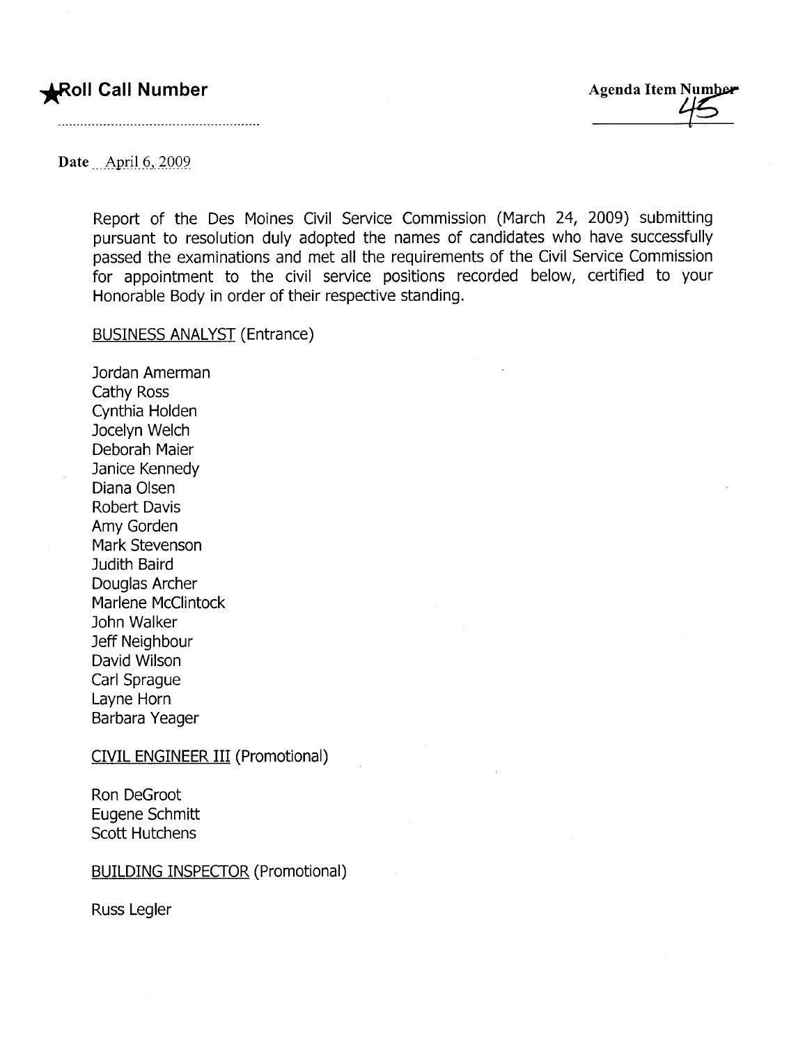★Roll Call Number

Agenda Item Number 45

Date April 6, 2009

Report of the Des Moines Civil Service Commission (March 24, 2009) submitting pursuant to resolution duly adopted the names of candidates who have successfully passed the examinations and met all the requirements of the Civil Service Commission for appointment to the civil service positions recorded below, certified to your Honorable Body in order of their respective standing.

BUSINESS ANALYST (Entrance)

Jordan Amerman
Cathy Ross
Cynthia Holden
Jocelyn Welch
Deborah Maier
Janice Kennedy
Diana Olsen
Robert Davis
Amy Gorden
Mark Stevenson
Judith Baird
Douglas Archer
Marlene McClintock
John Walker
Jeff Neighbour
David Wilson
Carl Sprague
Layne Horn
Barbara Yeager

CIVIL ENGINEER III (Promotional)

Ron DeGroot
Eugene Schmitt
Scott Hutchens

BUILDING INSPECTOR (Promotional)

Russ Legler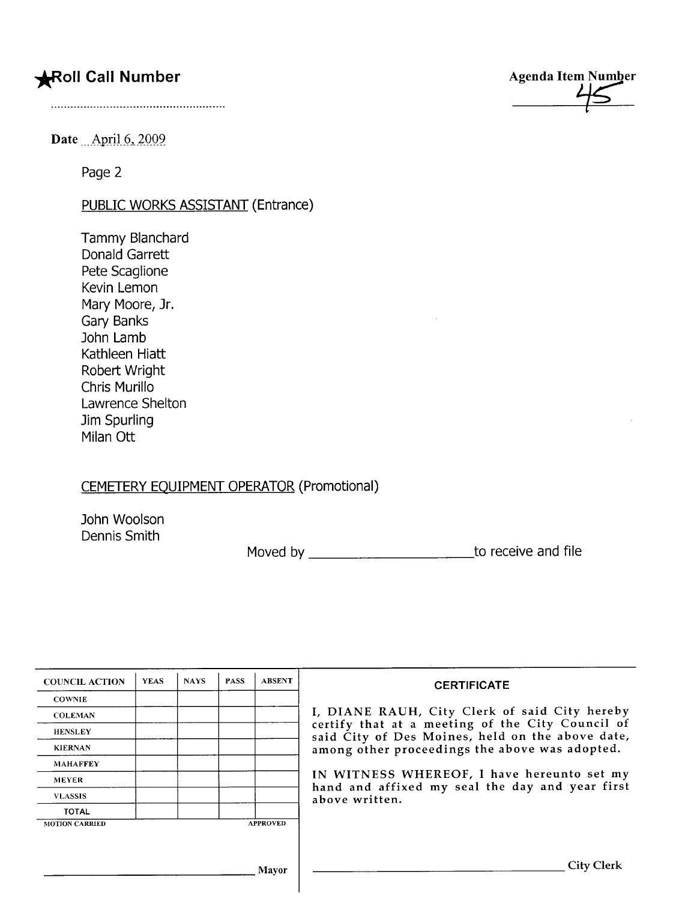★Roll Call Number

Agenda Item Number 45

Date April 6, 2009

Page 2

PUBLIC WORKS ASSISTANT (Entrance)

Tammy Blanchard
Donald Garrett
Pete Scaglione
Kevin Lemon
Mary Moore, Jr.
Gary Banks
John Lamb
Kathleen Hiatt
Robert Wright
Chris Murillo
Lawrence Shelton
Jim Spurling
Milan Ott

CEMETERY EQUIPMENT OPERATOR (Promotional)

John Woolson
Dennis Smith

Moved by ______________________ to receive and file

| COUNCIL ACTION | YEAS | NAYS | PASS | ABSENT |
|---|---|---|---|---|
| COWNIE | | | | |
| COLEMAN | | | | |
| HENSLEY | | | | |
| KIERNAN | | | | |
| MAHAFFEY | | | | |
| MEYER | | | | |
| VLASSIS | | | | |
| TOTAL | | | | |

MOTION CARRIED APPROVED

______________________ Mayor

**CERTIFICATE**

I, DIANE RAUH, City Clerk of said City hereby certify that at a meeting of the City Council of said City of Des Moines, held on the above date, among other proceedings the above was adopted.

IN WITNESS WHEREOF, I have hereunto set my hand and affixed my seal the day and year first above written.

______________________ City Clerk